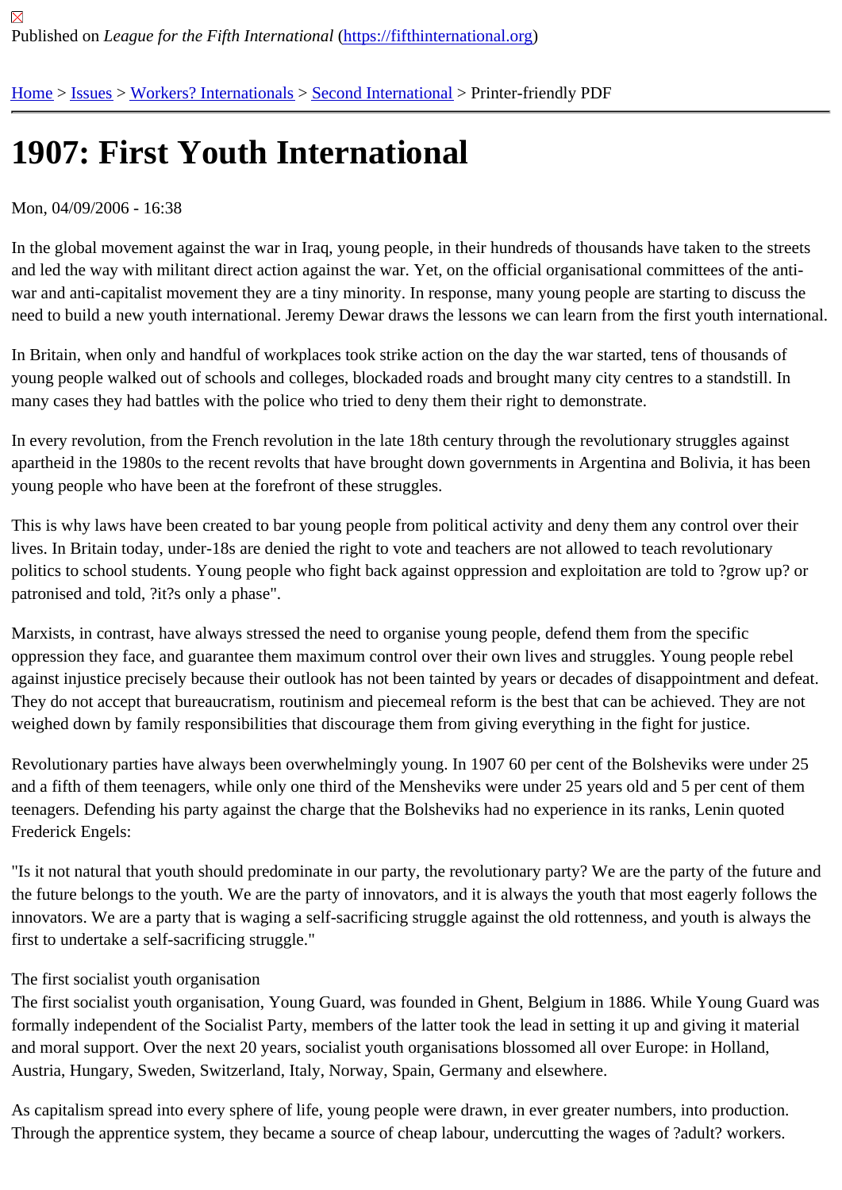Published on *League for the Fifth International* (https://fifthinternational.org)

Home > Issues > Workers? Internationals > Second International > Printer-friendly PDF

# 1907: First Youth International

Mon, 04/09/2006 - 16:38

In the global movement against the war in Iraq, young people, in their hundreds of thousands have taken to the streets and led the way with militant direct action against the war. Yet, on the official organisational committees of the anti-war and anti-capitalist movement they are a tiny minority. In response, many young people are starting to discuss the need to build a new youth international. Jeremy Dewar draws the lessons we can learn from the first youth international.

In Britain, when only and handful of workplaces took strike action on the day the war started, tens of thousands of young people walked out of schools and colleges, blockaded roads and brought many city centres to a standstill. In many cases they had battles with the police who tried to deny them their right to demonstrate.

In every revolution, from the French revolution in the late 18th century through the revolutionary struggles against apartheid in the 1980s to the recent revolts that have brought down governments in Argentina and Bolivia, it has been young people who have been at the forefront of these struggles.

This is why laws have been created to bar young people from political activity and deny them any control over their lives. In Britain today, under-18s are denied the right to vote and teachers are not allowed to teach revolutionary politics to school students. Young people who fight back against oppression and exploitation are told to ?grow up? or patronised and told, ?it?s only a phase".

Marxists, in contrast, have always stressed the need to organise young people, defend them from the specific oppression they face, and guarantee them maximum control over their own lives and struggles. Young people rebel against injustice precisely because their outlook has not been tainted by years or decades of disappointment and defeat. They do not accept that bureaucratism, routinism and piecemeal reform is the best that can be achieved. They are not weighed down by family responsibilities that discourage them from giving everything in the fight for justice.

Revolutionary parties have always been overwhelmingly young. In 1907 60 per cent of the Bolsheviks were under 25 and a fifth of them teenagers, while only one third of the Mensheviks were under 25 years old and 5 per cent of them teenagers. Defending his party against the charge that the Bolsheviks had no experience in its ranks, Lenin quoted Frederick Engels:

"Is it not natural that youth should predominate in our party, the revolutionary party? We are the party of the future and the future belongs to the youth. We are the party of innovators, and it is always the youth that most eagerly follows the innovators. We are a party that is waging a self-sacrificing struggle against the old rottenness, and youth is always the first to undertake a self-sacrificing struggle."

## The first socialist youth organisation

The first socialist youth organisation, Young Guard, was founded in Ghent, Belgium in 1886. While Young Guard was formally independent of the Socialist Party, members of the latter took the lead in setting it up and giving it material and moral support. Over the next 20 years, socialist youth organisations blossomed all over Europe: in Holland, Austria, Hungary, Sweden, Switzerland, Italy, Norway, Spain, Germany and elsewhere.

As capitalism spread into every sphere of life, young people were drawn, in ever greater numbers, into production. Through the apprentice system, they became a source of cheap labour, undercutting the wages of ?adult? workers.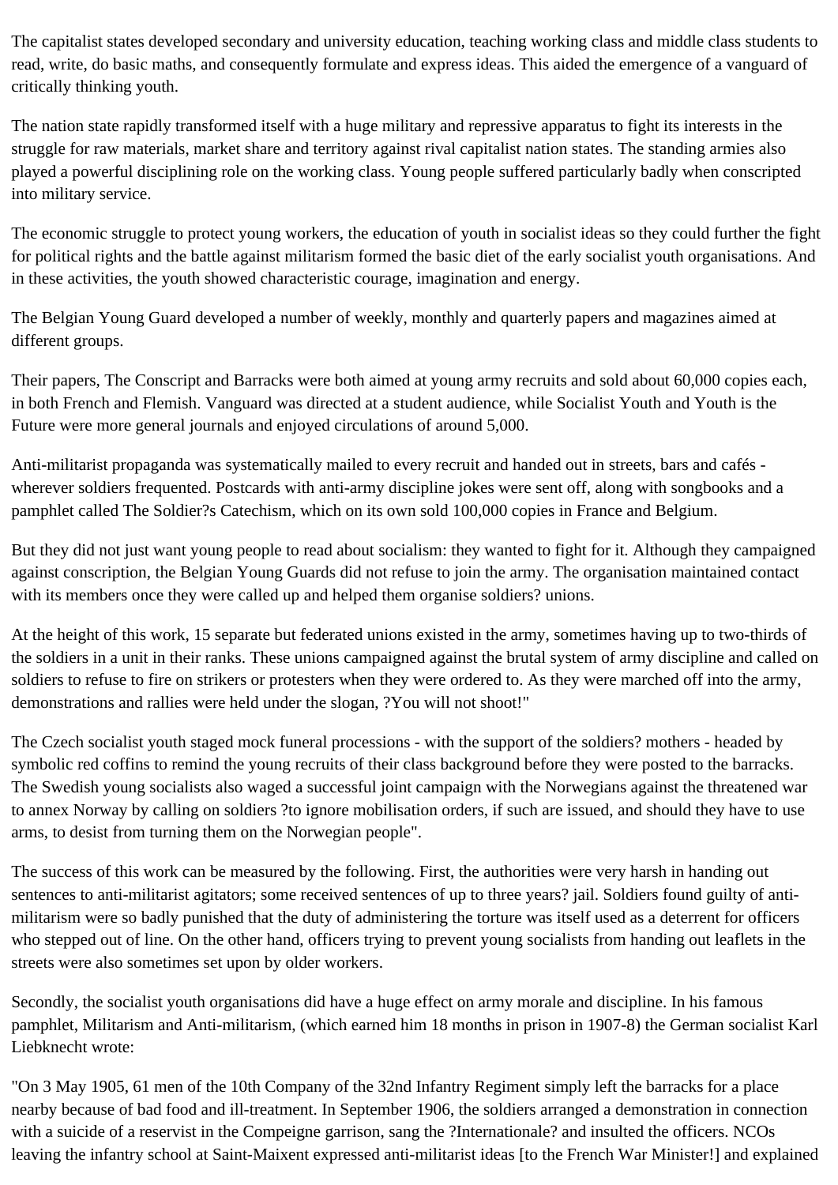The capitalist states developed secondary and university education, teaching working class and middle class students to read, write, do basic maths, and consequently formulate and express ideas. This aided the emergence of a vanguard of critically thinking youth.

The nation state rapidly transformed itself with a huge military and repressive apparatus to fight its interests in the struggle for raw materials, market share and territory against rival capitalist nation states. The standing armies also played a powerful disciplining role on the working class. Young people suffered particularly badly when conscripted into military service.

The economic struggle to protect young workers, the education of youth in socialist ideas so they could further the fight for political rights and the battle against militarism formed the basic diet of the early socialist youth organisations. And in these activities, the youth showed characteristic courage, imagination and energy.

The Belgian Young Guard developed a number of weekly, monthly and quarterly papers and magazines aimed at different groups.

Their papers, The Conscript and Barracks were both aimed at young army recruits and sold about 60,000 copies each, in both French and Flemish. Vanguard was directed at a student audience, while Socialist Youth and Youth is the Future were more general journals and enjoyed circulations of around 5,000.

Anti-militarist propaganda was systematically mailed to every recruit and handed out in streets, bars and cafés - wherever soldiers frequented. Postcards with anti-army discipline jokes were sent off, along with songbooks and a pamphlet called The Soldier?s Catechism, which on its own sold 100,000 copies in France and Belgium.

But they did not just want young people to read about socialism: they wanted to fight for it. Although they campaigned against conscription, the Belgian Young Guards did not refuse to join the army. The organisation maintained contact with its members once they were called up and helped them organise soldiers? unions.

At the height of this work, 15 separate but federated unions existed in the army, sometimes having up to two-thirds of the soldiers in a unit in their ranks. These unions campaigned against the brutal system of army discipline and called on soldiers to refuse to fire on strikers or protesters when they were ordered to. As they were marched off into the army, demonstrations and rallies were held under the slogan, ?You will not shoot!"

The Czech socialist youth staged mock funeral processions - with the support of the soldiers? mothers - headed by symbolic red coffins to remind the young recruits of their class background before they were posted to the barracks. The Swedish young socialists also waged a successful joint campaign with the Norwegians against the threatened war to annex Norway by calling on soldiers ?to ignore mobilisation orders, if such are issued, and should they have to use arms, to desist from turning them on the Norwegian people".

The success of this work can be measured by the following. First, the authorities were very harsh in handing out sentences to anti-militarist agitators; some received sentences of up to three years? jail. Soldiers found guilty of anti-militarism were so badly punished that the duty of administering the torture was itself used as a deterrent for officers who stepped out of line. On the other hand, officers trying to prevent young socialists from handing out leaflets in the streets were also sometimes set upon by older workers.

Secondly, the socialist youth organisations did have a huge effect on army morale and discipline. In his famous pamphlet, Militarism and Anti-militarism, (which earned him 18 months in prison in 1907-8) the German socialist Karl Liebknecht wrote:

"On 3 May 1905, 61 men of the 10th Company of the 32nd Infantry Regiment simply left the barracks for a place nearby because of bad food and ill-treatment. In September 1906, the soldiers arranged a demonstration in connection with a suicide of a reservist in the Compeigne garrison, sang the ?Internationale? and insulted the officers. NCOs leaving the infantry school at Saint-Maixent expressed anti-militarist ideas [to the French War Minister!] and explained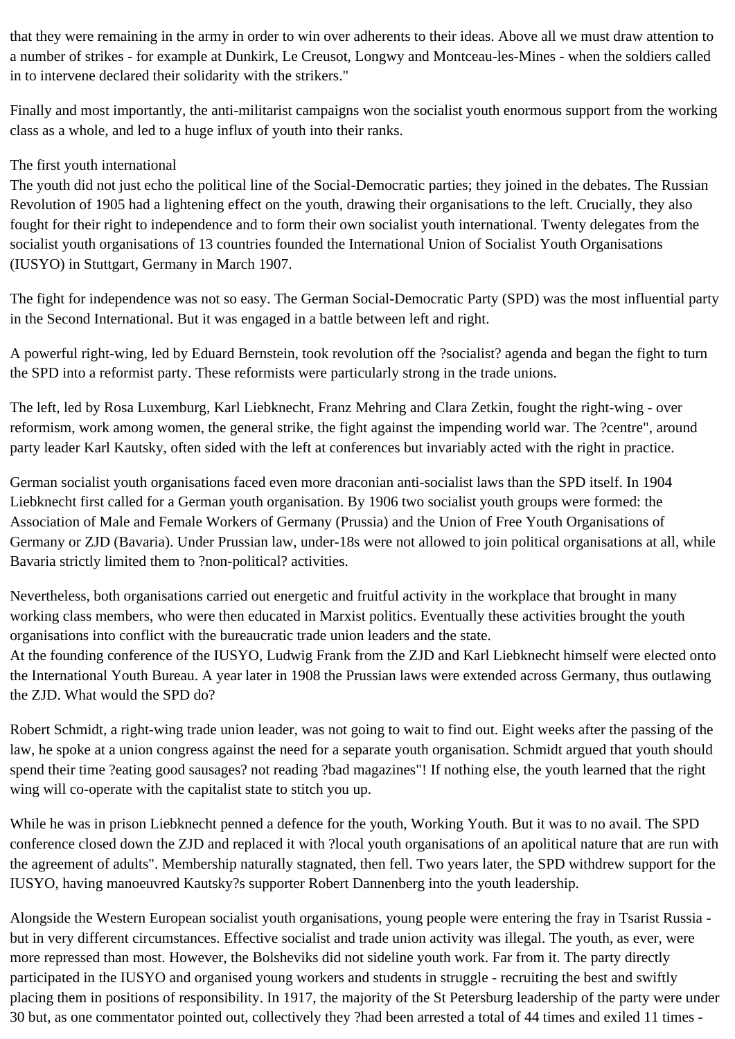that they were remaining in the army in order to win over adherents to their ideas. Above all we must draw attention to a number of strikes - for example at Dunkirk, Le Creusot, Longwy and Montceau-les-Mines - when the soldiers called in to intervene declared their solidarity with the strikers."

Finally and most importantly, the anti-militarist campaigns won the socialist youth enormous support from the working class as a whole, and led to a huge influx of youth into their ranks.

## The first youth international

The youth did not just echo the political line of the Social-Democratic parties; they joined in the debates. The Russian Revolution of 1905 had a lightening effect on the youth, drawing their organisations to the left. Crucially, they also fought for their right to independence and to form their own socialist youth international. Twenty delegates from the socialist youth organisations of 13 countries founded the International Union of Socialist Youth Organisations (IUSYO) in Stuttgart, Germany in March 1907.

The fight for independence was not so easy. The German Social-Democratic Party (SPD) was the most influential party in the Second International. But it was engaged in a battle between left and right.

A powerful right-wing, led by Eduard Bernstein, took revolution off the ?socialist? agenda and began the fight to turn the SPD into a reformist party. These reformists were particularly strong in the trade unions.

The left, led by Rosa Luxemburg, Karl Liebknecht, Franz Mehring and Clara Zetkin, fought the right-wing - over reformism, work among women, the general strike, the fight against the impending world war. The ?centre", around party leader Karl Kautsky, often sided with the left at conferences but invariably acted with the right in practice.

German socialist youth organisations faced even more draconian anti-socialist laws than the SPD itself. In 1904 Liebknecht first called for a German youth organisation. By 1906 two socialist youth groups were formed: the Association of Male and Female Workers of Germany (Prussia) and the Union of Free Youth Organisations of Germany or ZJD (Bavaria). Under Prussian law, under-18s were not allowed to join political organisations at all, while Bavaria strictly limited them to ?non-political? activities.

Nevertheless, both organisations carried out energetic and fruitful activity in the workplace that brought in many working class members, who were then educated in Marxist politics. Eventually these activities brought the youth organisations into conflict with the bureaucratic trade union leaders and the state.
At the founding conference of the IUSYO, Ludwig Frank from the ZJD and Karl Liebknecht himself were elected onto the International Youth Bureau. A year later in 1908 the Prussian laws were extended across Germany, thus outlawing the ZJD. What would the SPD do?

Robert Schmidt, a right-wing trade union leader, was not going to wait to find out. Eight weeks after the passing of the law, he spoke at a union congress against the need for a separate youth organisation. Schmidt argued that youth should spend their time ?eating good sausages? not reading ?bad magazines"! If nothing else, the youth learned that the right wing will co-operate with the capitalist state to stitch you up.

While he was in prison Liebknecht penned a defence for the youth, Working Youth. But it was to no avail. The SPD conference closed down the ZJD and replaced it with ?local youth organisations of an apolitical nature that are run with the agreement of adults". Membership naturally stagnated, then fell. Two years later, the SPD withdrew support for the IUSYO, having manoeuvred Kautsky?s supporter Robert Dannenberg into the youth leadership.

Alongside the Western European socialist youth organisations, young people were entering the fray in Tsarist Russia - but in very different circumstances. Effective socialist and trade union activity was illegal. The youth, as ever, were more repressed than most. However, the Bolsheviks did not sideline youth work. Far from it. The party directly participated in the IUSYO and organised young workers and students in struggle - recruiting the best and swiftly placing them in positions of responsibility. In 1917, the majority of the St Petersburg leadership of the party were under 30 but, as one commentator pointed out, collectively they ?had been arrested a total of 44 times and exiled 11 times -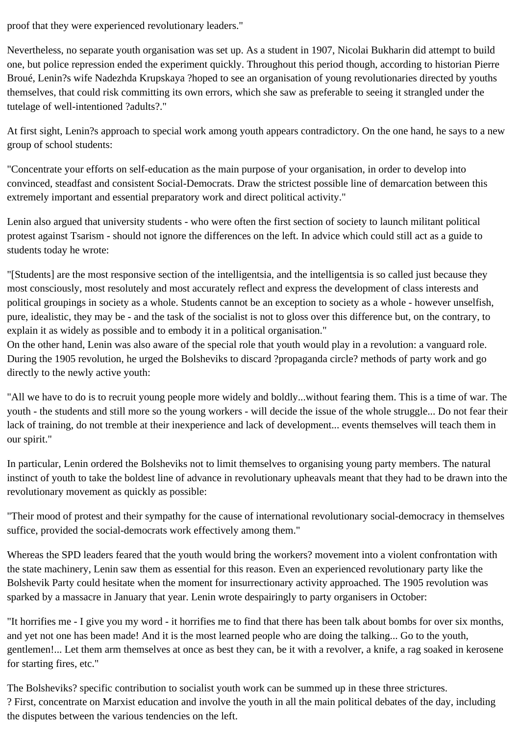proof that they were experienced revolutionary leaders."

Nevertheless, no separate youth organisation was set up. As a student in 1907, Nicolai Bukharin did attempt to build one, but police repression ended the experiment quickly. Throughout this period though, according to historian Pierre Broué, Lenin?s wife Nadezhda Krupskaya ?hoped to see an organisation of young revolutionaries directed by youths themselves, that could risk committing its own errors, which she saw as preferable to seeing it strangled under the tutelage of well-intentioned ?adults?."

At first sight, Lenin?s approach to special work among youth appears contradictory. On the one hand, he says to a new group of school students:

"Concentrate your efforts on self-education as the main purpose of your organisation, in order to develop into convinced, steadfast and consistent Social-Democrats. Draw the strictest possible line of demarcation between this extremely important and essential preparatory work and direct political activity."

Lenin also argued that university students - who were often the first section of society to launch militant political protest against Tsarism - should not ignore the differences on the left. In advice which could still act as a guide to students today he wrote:

"[Students] are the most responsive section of the intelligentsia, and the intelligentsia is so called just because they most consciously, most resolutely and most accurately reflect and express the development of class interests and political groupings in society as a whole. Students cannot be an exception to society as a whole - however unselfish, pure, idealistic, they may be - and the task of the socialist is not to gloss over this difference but, on the contrary, to explain it as widely as possible and to embody it in a political organisation."
On the other hand, Lenin was also aware of the special role that youth would play in a revolution: a vanguard role. During the 1905 revolution, he urged the Bolsheviks to discard ?propaganda circle? methods of party work and go directly to the newly active youth:

"All we have to do is to recruit young people more widely and boldly...without fearing them. This is a time of war. The youth - the students and still more so the young workers - will decide the issue of the whole struggle... Do not fear their lack of training, do not tremble at their inexperience and lack of development... events themselves will teach them in our spirit."

In particular, Lenin ordered the Bolsheviks not to limit themselves to organising young party members. The natural instinct of youth to take the boldest line of advance in revolutionary upheavals meant that they had to be drawn into the revolutionary movement as quickly as possible:

"Their mood of protest and their sympathy for the cause of international revolutionary social-democracy in themselves suffice, provided the social-democrats work effectively among them."

Whereas the SPD leaders feared that the youth would bring the workers? movement into a violent confrontation with the state machinery, Lenin saw them as essential for this reason. Even an experienced revolutionary party like the Bolshevik Party could hesitate when the moment for insurrectionary activity approached. The 1905 revolution was sparked by a massacre in January that year. Lenin wrote despairingly to party organisers in October:

"It horrifies me - I give you my word - it horrifies me to find that there has been talk about bombs for over six months, and yet not one has been made! And it is the most learned people who are doing the talking... Go to the youth, gentlemen!... Let them arm themselves at once as best they can, be it with a revolver, a knife, a rag soaked in kerosene for starting fires, etc."

The Bolsheviks? specific contribution to socialist youth work can be summed up in these three strictures.
? First, concentrate on Marxist education and involve the youth in all the main political debates of the day, including the disputes between the various tendencies on the left.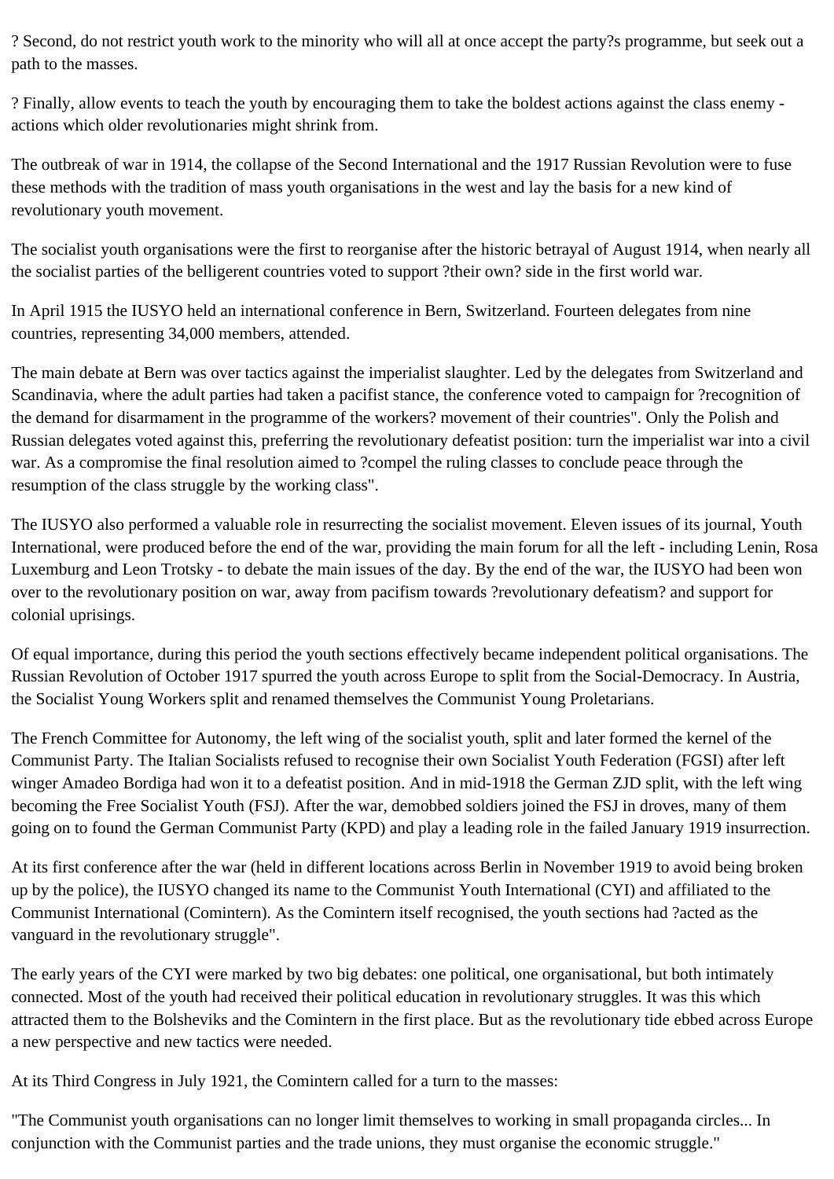? Second, do not restrict youth work to the minority who will all at once accept the party?s programme, but seek out a path to the masses.

? Finally, allow events to teach the youth by encouraging them to take the boldest actions against the class enemy - actions which older revolutionaries might shrink from.

The outbreak of war in 1914, the collapse of the Second International and the 1917 Russian Revolution were to fuse these methods with the tradition of mass youth organisations in the west and lay the basis for a new kind of revolutionary youth movement.

The socialist youth organisations were the first to reorganise after the historic betrayal of August 1914, when nearly all the socialist parties of the belligerent countries voted to support ?their own? side in the first world war.

In April 1915 the IUSYO held an international conference in Bern, Switzerland. Fourteen delegates from nine countries, representing 34,000 members, attended.

The main debate at Bern was over tactics against the imperialist slaughter. Led by the delegates from Switzerland and Scandinavia, where the adult parties had taken a pacifist stance, the conference voted to campaign for ?recognition of the demand for disarmament in the programme of the workers? movement of their countries". Only the Polish and Russian delegates voted against this, preferring the revolutionary defeatist position: turn the imperialist war into a civil war. As a compromise the final resolution aimed to ?compel the ruling classes to conclude peace through the resumption of the class struggle by the working class".

The IUSYO also performed a valuable role in resurrecting the socialist movement. Eleven issues of its journal, Youth International, were produced before the end of the war, providing the main forum for all the left - including Lenin, Rosa Luxemburg and Leon Trotsky - to debate the main issues of the day. By the end of the war, the IUSYO had been won over to the revolutionary position on war, away from pacifism towards ?revolutionary defeatism? and support for colonial uprisings.

Of equal importance, during this period the youth sections effectively became independent political organisations. The Russian Revolution of October 1917 spurred the youth across Europe to split from the Social-Democracy. In Austria, the Socialist Young Workers split and renamed themselves the Communist Young Proletarians.

The French Committee for Autonomy, the left wing of the socialist youth, split and later formed the kernel of the Communist Party. The Italian Socialists refused to recognise their own Socialist Youth Federation (FGSI) after left winger Amadeo Bordiga had won it to a defeatist position. And in mid-1918 the German ZJD split, with the left wing becoming the Free Socialist Youth (FSJ). After the war, demobbed soldiers joined the FSJ in droves, many of them going on to found the German Communist Party (KPD) and play a leading role in the failed January 1919 insurrection.

At its first conference after the war (held in different locations across Berlin in November 1919 to avoid being broken up by the police), the IUSYO changed its name to the Communist Youth International (CYI) and affiliated to the Communist International (Comintern). As the Comintern itself recognised, the youth sections had ?acted as the vanguard in the revolutionary struggle".

The early years of the CYI were marked by two big debates: one political, one organisational, but both intimately connected. Most of the youth had received their political education in revolutionary struggles. It was this which attracted them to the Bolsheviks and the Comintern in the first place. But as the revolutionary tide ebbed across Europe a new perspective and new tactics were needed.

At its Third Congress in July 1921, the Comintern called for a turn to the masses:

"The Communist youth organisations can no longer limit themselves to working in small propaganda circles... In conjunction with the Communist parties and the trade unions, they must organise the economic struggle."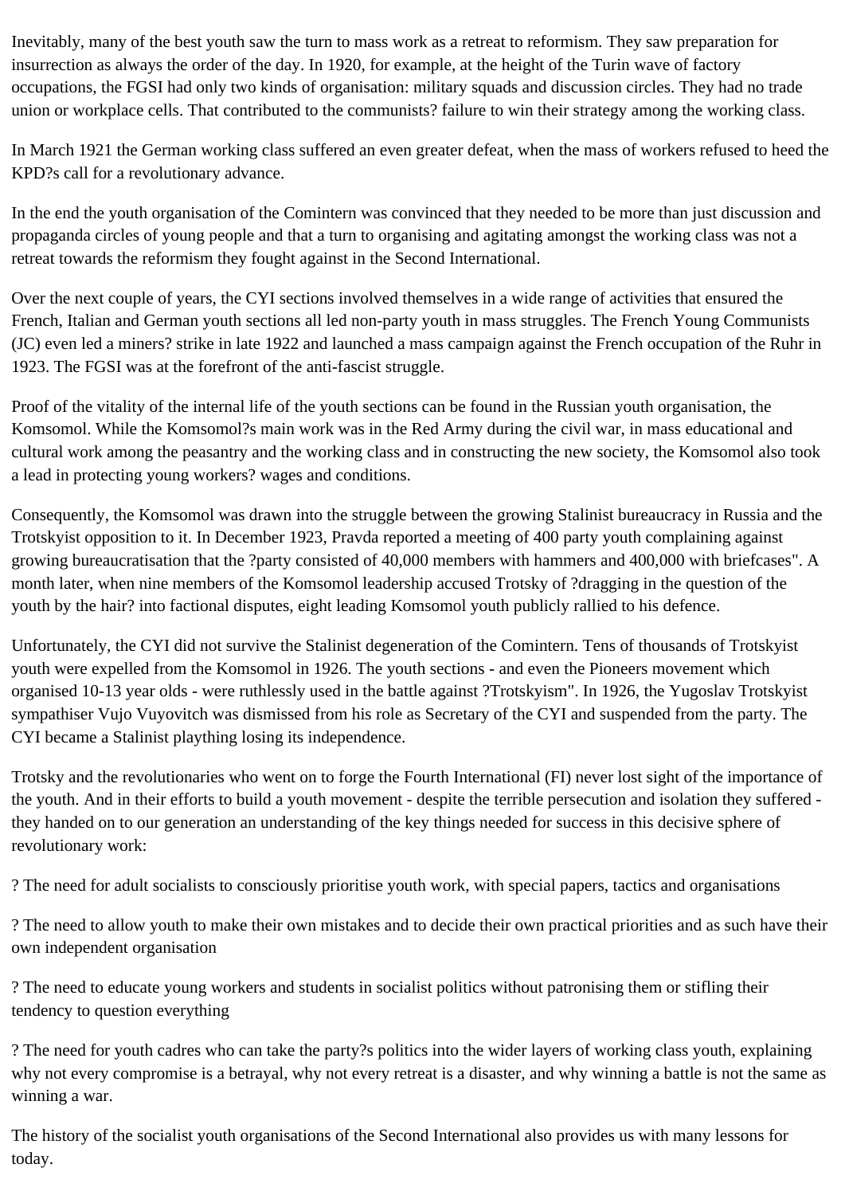Inevitably, many of the best youth saw the turn to mass work as a retreat to reformism. They saw preparation for insurrection as always the order of the day. In 1920, for example, at the height of the Turin wave of factory occupations, the FGSI had only two kinds of organisation: military squads and discussion circles. They had no trade union or workplace cells. That contributed to the communists? failure to win their strategy among the working class.

In March 1921 the German working class suffered an even greater defeat, when the mass of workers refused to heed the KPD?s call for a revolutionary advance.

In the end the youth organisation of the Comintern was convinced that they needed to be more than just discussion and propaganda circles of young people and that a turn to organising and agitating amongst the working class was not a retreat towards the reformism they fought against in the Second International.

Over the next couple of years, the CYI sections involved themselves in a wide range of activities that ensured the French, Italian and German youth sections all led non-party youth in mass struggles. The French Young Communists (JC) even led a miners? strike in late 1922 and launched a mass campaign against the French occupation of the Ruhr in 1923. The FGSI was at the forefront of the anti-fascist struggle.

Proof of the vitality of the internal life of the youth sections can be found in the Russian youth organisation, the Komsomol. While the Komsomol?s main work was in the Red Army during the civil war, in mass educational and cultural work among the peasantry and the working class and in constructing the new society, the Komsomol also took a lead in protecting young workers? wages and conditions.

Consequently, the Komsomol was drawn into the struggle between the growing Stalinist bureaucracy in Russia and the Trotskyist opposition to it. In December 1923, Pravda reported a meeting of 400 party youth complaining against growing bureaucratisation that the ?party consisted of 40,000 members with hammers and 400,000 with briefcases". A month later, when nine members of the Komsomol leadership accused Trotsky of ?dragging in the question of the youth by the hair? into factional disputes, eight leading Komsomol youth publicly rallied to his defence.

Unfortunately, the CYI did not survive the Stalinist degeneration of the Comintern. Tens of thousands of Trotskyist youth were expelled from the Komsomol in 1926. The youth sections - and even the Pioneers movement which organised 10-13 year olds - were ruthlessly used in the battle against ?Trotskyism". In 1926, the Yugoslav Trotskyist sympathiser Vujo Vuyovitch was dismissed from his role as Secretary of the CYI and suspended from the party. The CYI became a Stalinist plaything losing its independence.

Trotsky and the revolutionaries who went on to forge the Fourth International (FI) never lost sight of the importance of the youth. And in their efforts to build a youth movement - despite the terrible persecution and isolation they suffered - they handed on to our generation an understanding of the key things needed for success in this decisive sphere of revolutionary work:

? The need for adult socialists to consciously prioritise youth work, with special papers, tactics and organisations

? The need to allow youth to make their own mistakes and to decide their own practical priorities and as such have their own independent organisation

? The need to educate young workers and students in socialist politics without patronising them or stifling their tendency to question everything

? The need for youth cadres who can take the party?s politics into the wider layers of working class youth, explaining why not every compromise is a betrayal, why not every retreat is a disaster, and why winning a battle is not the same as winning a war.

The history of the socialist youth organisations of the Second International also provides us with many lessons for today.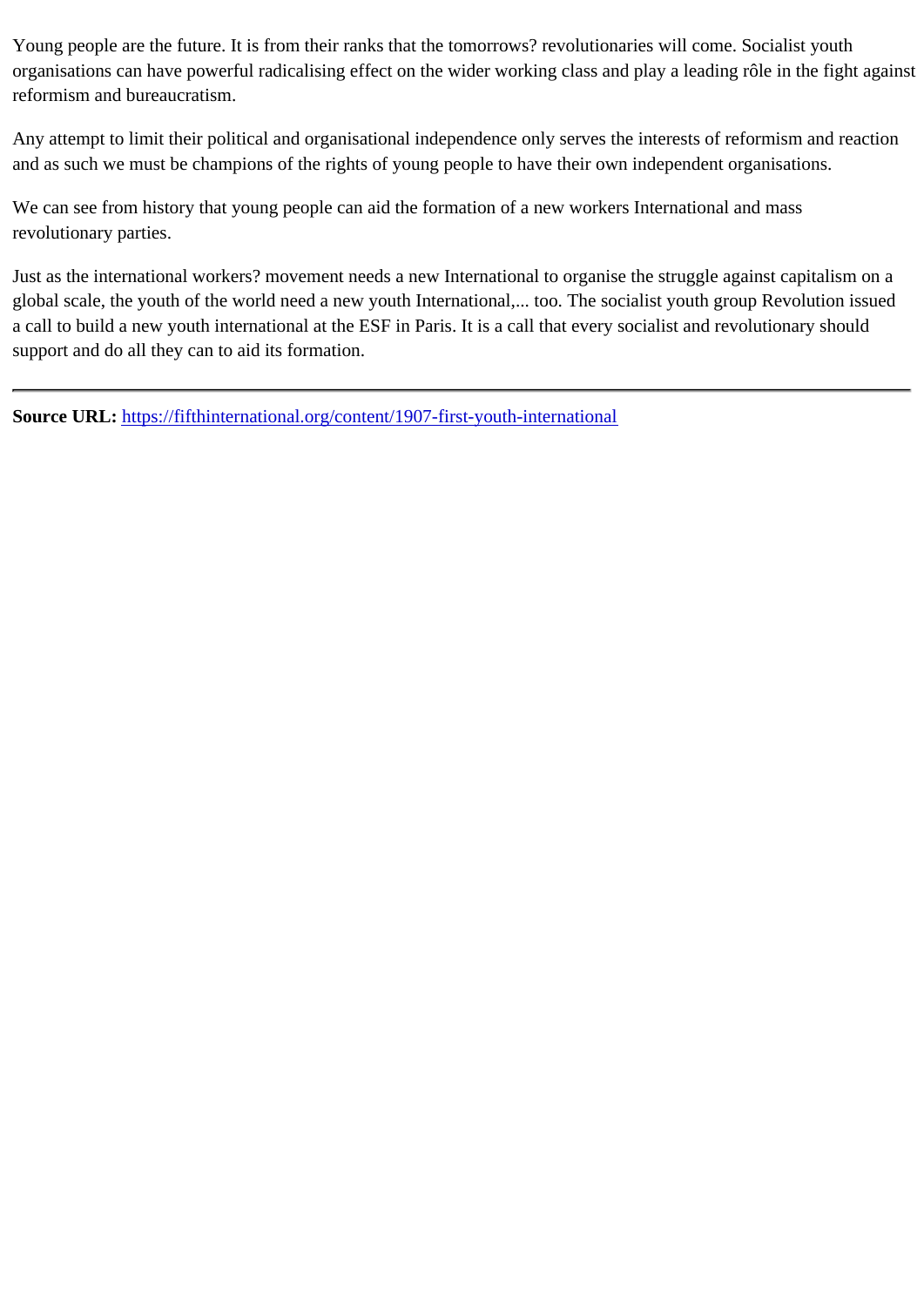Young people are the future. It is from their ranks that the tomorrows? revolutionaries will come. Socialist youth organisations can have powerful radicalising effect on the wider working class and play a leading rôle in the fight against reformism and bureaucratism.

Any attempt to limit their political and organisational independence only serves the interests of reformism and reaction and as such we must be champions of the rights of young people to have their own independent organisations.

We can see from history that young people can aid the formation of a new workers International and mass revolutionary parties.

Just as the international workers? movement needs a new International to organise the struggle against capitalism on a global scale, the youth of the world need a new youth International,... too. The socialist youth group Revolution issued a call to build a new youth international at the ESF in Paris. It is a call that every socialist and revolutionary should support and do all they can to aid its formation.

---

**Source URL:** https://fifthinternational.org/content/1907-first-youth-international